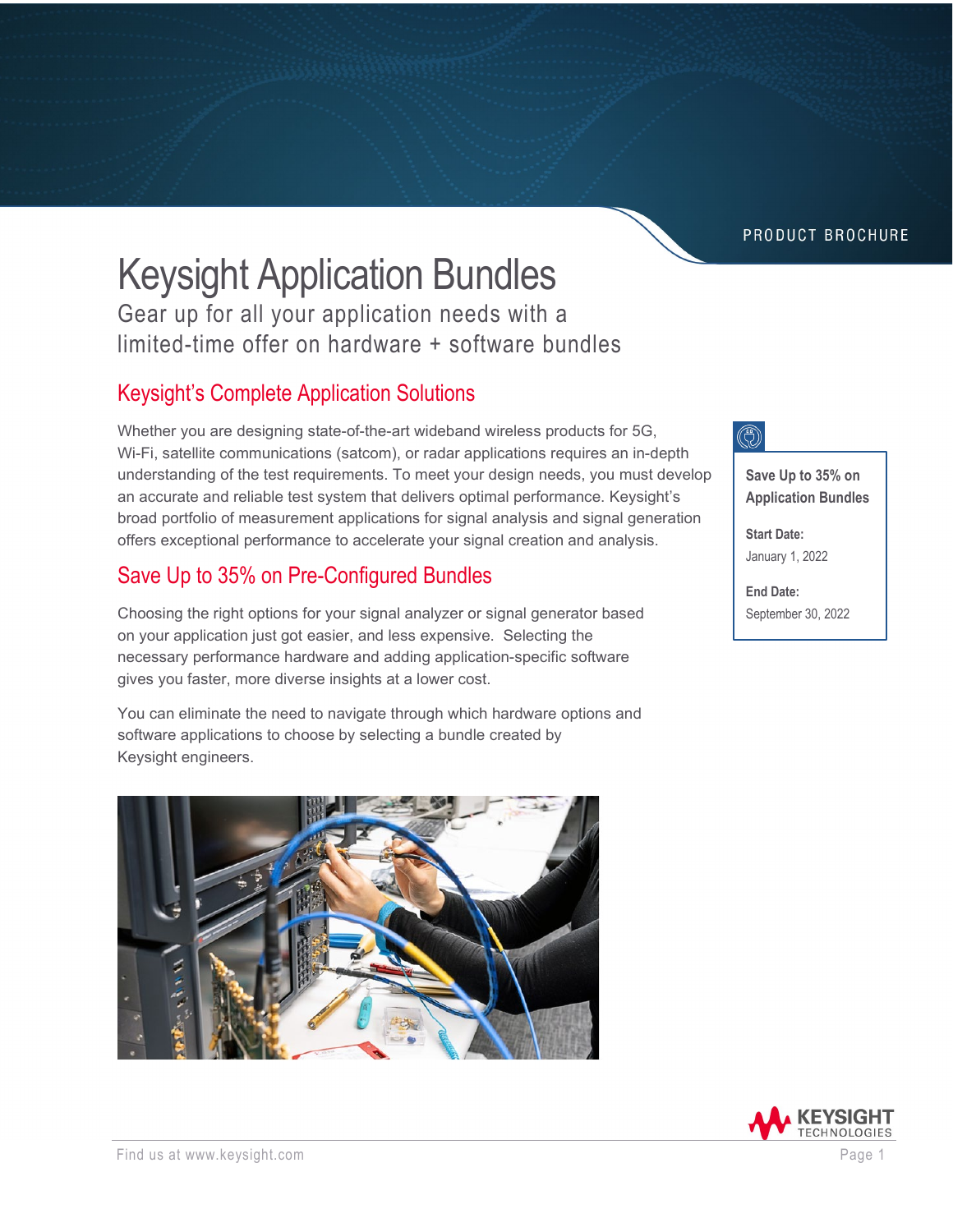PRODUCT BROCHURE

# Keysight Application Bundles

Gear up for all your application needs with a limited-time offer on hardware + software bundles

## Keysight's Complete Application Solutions

Whether you are designing state-of-the-art wideband wireless products for 5G, Wi-Fi, satellite communications (satcom), or radar applications requires an in-depth understanding of the test requirements. To meet your design needs, you must develop an accurate and reliable test system that delivers optimal performance. Keysight's broad portfolio of measurement applications for signal analysis and signal generation offers exceptional performance to accelerate your signal creation and analysis.

## Save Up to 35% on Pre-Configured Bundles

Choosing the right options for your signal analyzer or signal generator based on your application just got easier, and less expensive. Selecting the necessary performance hardware and adding application-specific software gives you faster, more diverse insights at a lower cost.

You can eliminate the need to navigate through which hardware options and software applications to choose by selecting a bundle created by Keysight engineers.

**Save Up to 35% on Application Bundles**

**Start Date:**
January 1, 2022

**End Date:**
September 30, 2022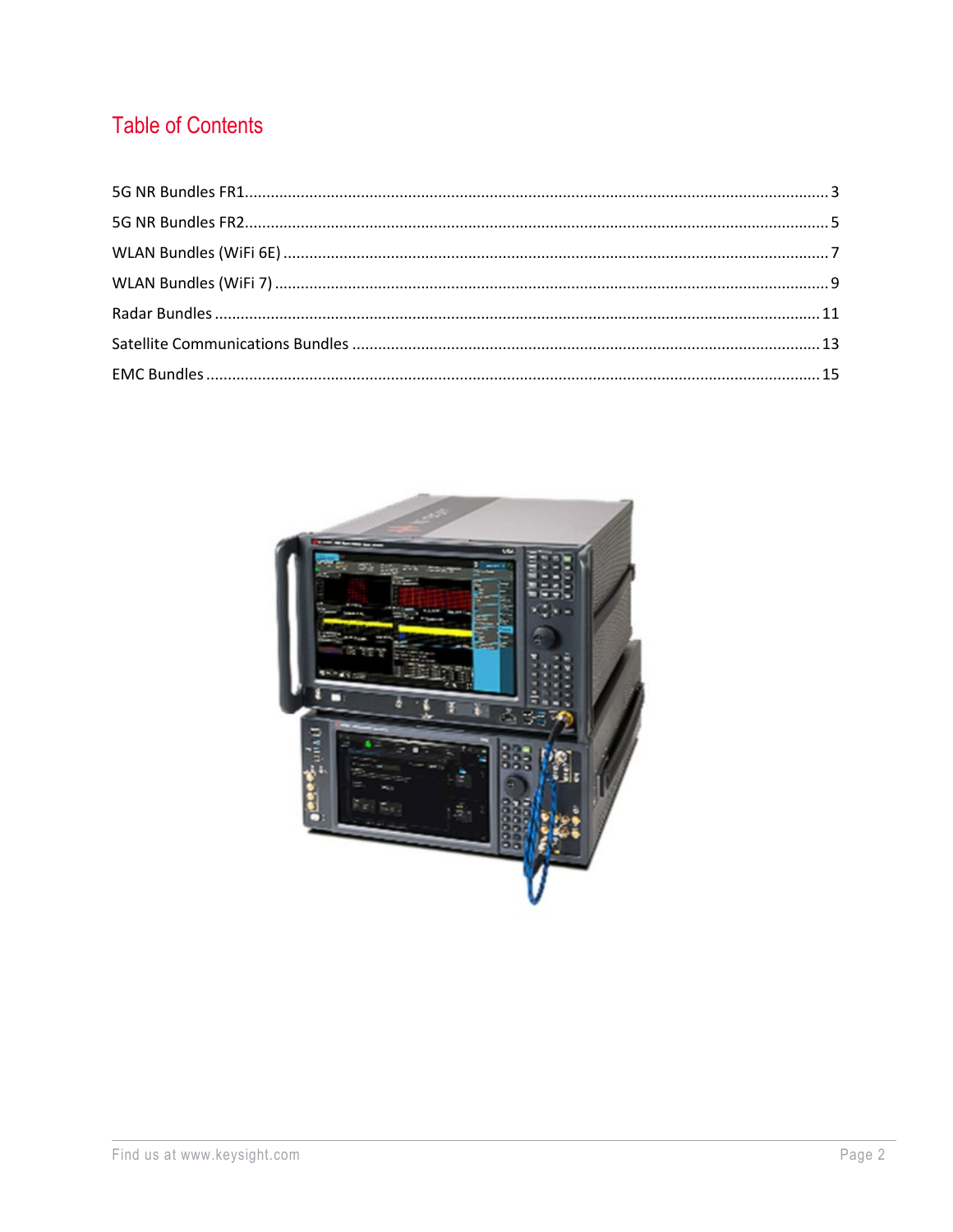# Table of Contents

5G NR Bundles FR1 ........................................................ 3

5G NR Bundles FR2 ........................................................ 5

WLAN Bundles (WiFi 6E) ................................................ 7

WLAN Bundles (WiFi 7) .................................................. 9

Radar Bundles ............................................................. 11

Satellite Communications Bundles ................................. 13

EMC Bundles ............................................................... 15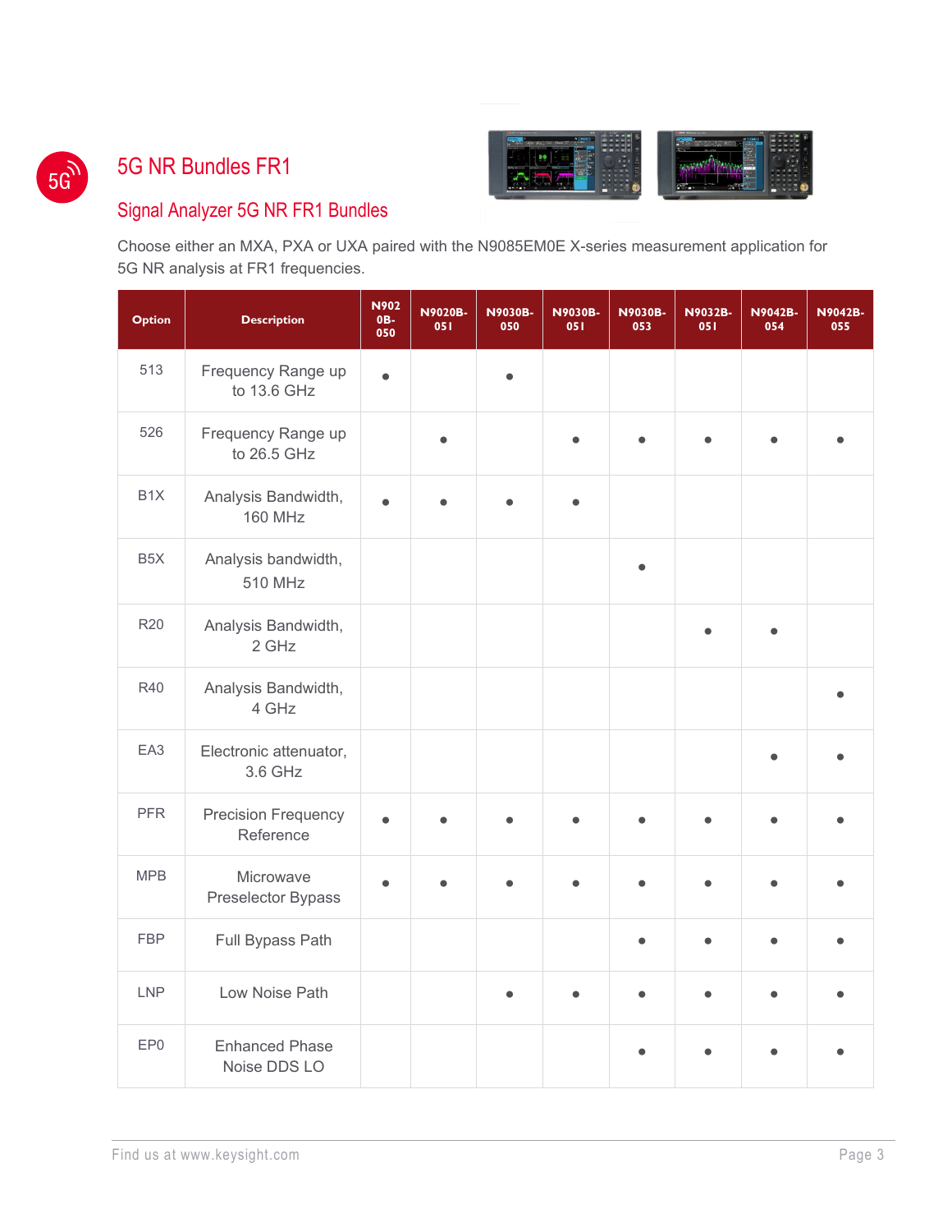# 5G NR Bundles FR1

## Signal Analyzer 5G NR FR1 Bundles

Choose either an MXA, PXA or UXA paired with the N9085EM0E X-series measurement application for 5G NR analysis at FR1 frequencies.

| Option | Description | N9020B-050 | N9020B-051 | N9030B-050 | N9030B-051 | N9030B-053 | N9032B-051 | N9042B-054 | N9042B-055 |
|---|---|---|---|---|---|---|---|---|---|
| 513 | Frequency Range up to 13.6 GHz | • | | • | | | | | |
| 526 | Frequency Range up to 26.5 GHz | | • | | • | • | • | • | • |
| B1X | Analysis Bandwidth, 160 MHz | • | • | • | • | | | | |
| B5X | Analysis bandwidth, 510 MHz | | | | | • | | | |
| R20 | Analysis Bandwidth, 2 GHz | | | | | | • | • | |
| R40 | Analysis Bandwidth, 4 GHz | | | | | | | | • |
| EA3 | Electronic attenuator, 3.6 GHz | | | | | | | • | • |
| PFR | Precision Frequency Reference | • | • | • | • | • | • | • | • |
| MPB | Microwave Preselector Bypass | • | • | • | • | • | • | • | • |
| FBP | Full Bypass Path | | | | | • | • | • | • |
| LNP | Low Noise Path | | | • | • | • | • | • | • |
| EP0 | Enhanced Phase Noise DDS LO | | | | | • | • | • | • |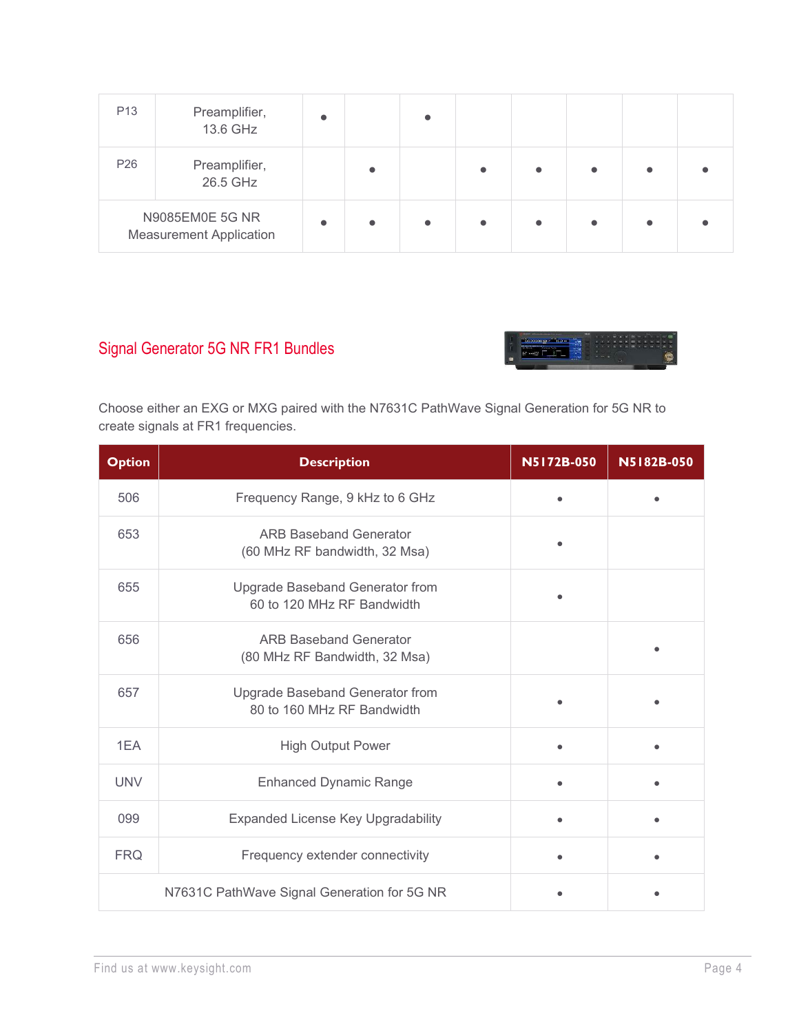| | | | | | | | | | |
|---|---|---|---|---|---|---|---|---|---|
| P13 | Preamplifier, 13.6 GHz | • | | • | | | | | |
| P26 | Preamplifier, 26.5 GHz | | • | | • | • | • | • | • |
| N9085EM0E 5G NR Measurement Application | | • | • | • | • | • | • | • | • |

## Signal Generator 5G NR FR1 Bundles

Choose either an EXG or MXG paired with the N7631C PathWave Signal Generation for 5G NR to create signals at FR1 frequencies.

| Option | Description | N5172B-050 | N5182B-050 |
|---|---|---|---|
| 506 | Frequency Range, 9 kHz to 6 GHz | • | • |
| 653 | ARB Baseband Generator (60 MHz RF bandwidth, 32 Msa) | • | |
| 655 | Upgrade Baseband Generator from 60 to 120 MHz RF Bandwidth | • | |
| 656 | ARB Baseband Generator (80 MHz RF Bandwidth, 32 Msa) | | • |
| 657 | Upgrade Baseband Generator from 80 to 160 MHz RF Bandwidth | • | • |
| 1EA | High Output Power | • | • |
| UNV | Enhanced Dynamic Range | • | • |
| 099 | Expanded License Key Upgradability | • | • |
| FRQ | Frequency extender connectivity | • | • |
| N7631C PathWave Signal Generation for 5G NR | | • | • |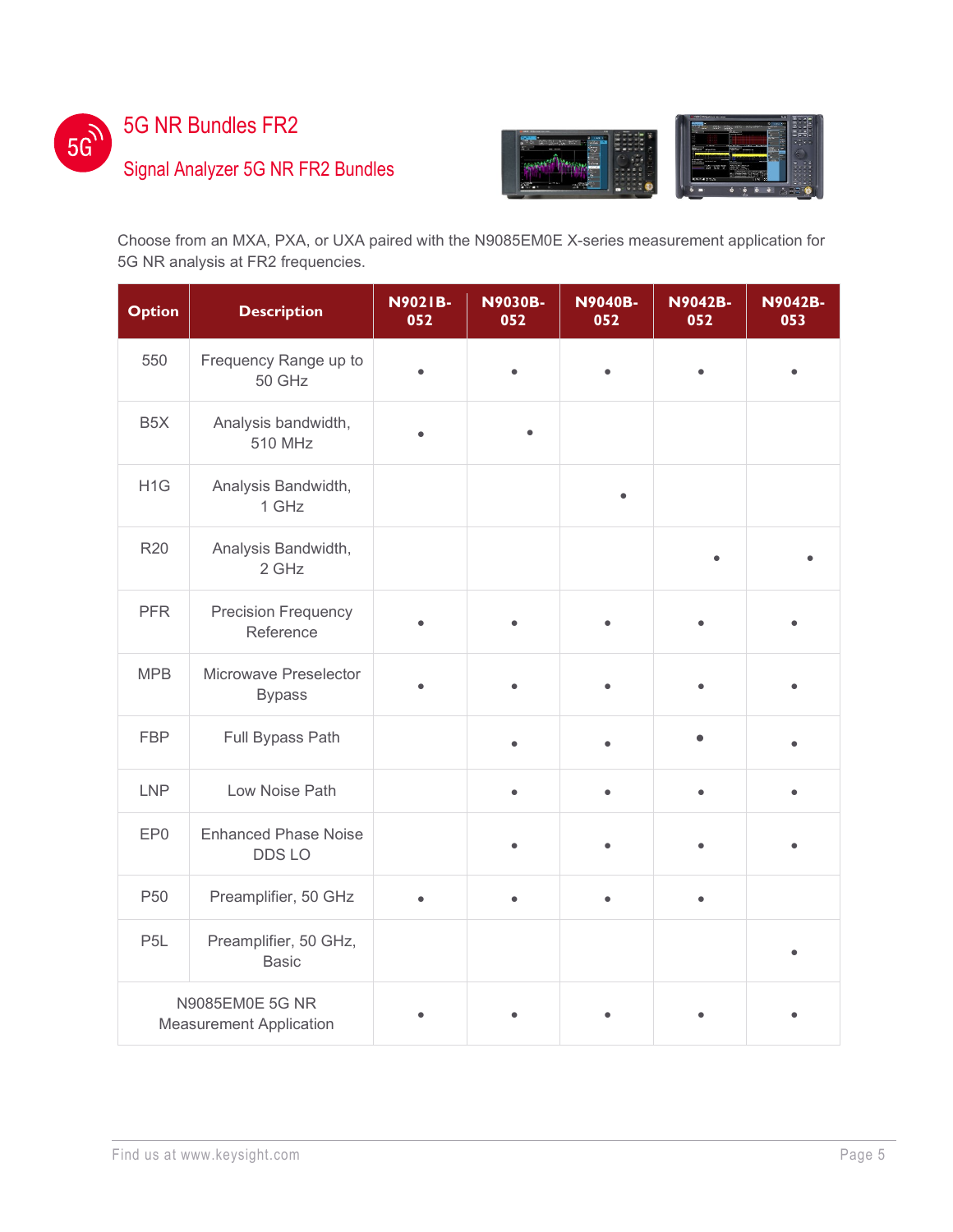# 5G NR Bundles FR2

## Signal Analyzer 5G NR FR2 Bundles

Choose from an MXA, PXA, or UXA paired with the N9085EM0E X-series measurement application for 5G NR analysis at FR2 frequencies.

| Option | Description | N9021B-052 | N9030B-052 | N9040B-052 | N9042B-052 | N9042B-053 |
|---|---|---|---|---|---|---|
| 550 | Frequency Range up to 50 GHz | • | • | • | • | • |
| B5X | Analysis bandwidth, 510 MHz | • | • | | | |
| H1G | Analysis Bandwidth, 1 GHz | | | • | | |
| R20 | Analysis Bandwidth, 2 GHz | | | | • | • |
| PFR | Precision Frequency Reference | • | • | • | • | • |
| MPB | Microwave Preselector Bypass | • | • | • | • | • |
| FBP | Full Bypass Path | | • | • | • | • |
| LNP | Low Noise Path | | • | • | • | • |
| EP0 | Enhanced Phase Noise DDS LO | | • | • | • | • |
| P50 | Preamplifier, 50 GHz | • | • | • | • | |
| P5L | Preamplifier, 50 GHz, Basic | | | | | • |
| N9085EM0E 5G NR Measurement Application | | • | • | • | • | • |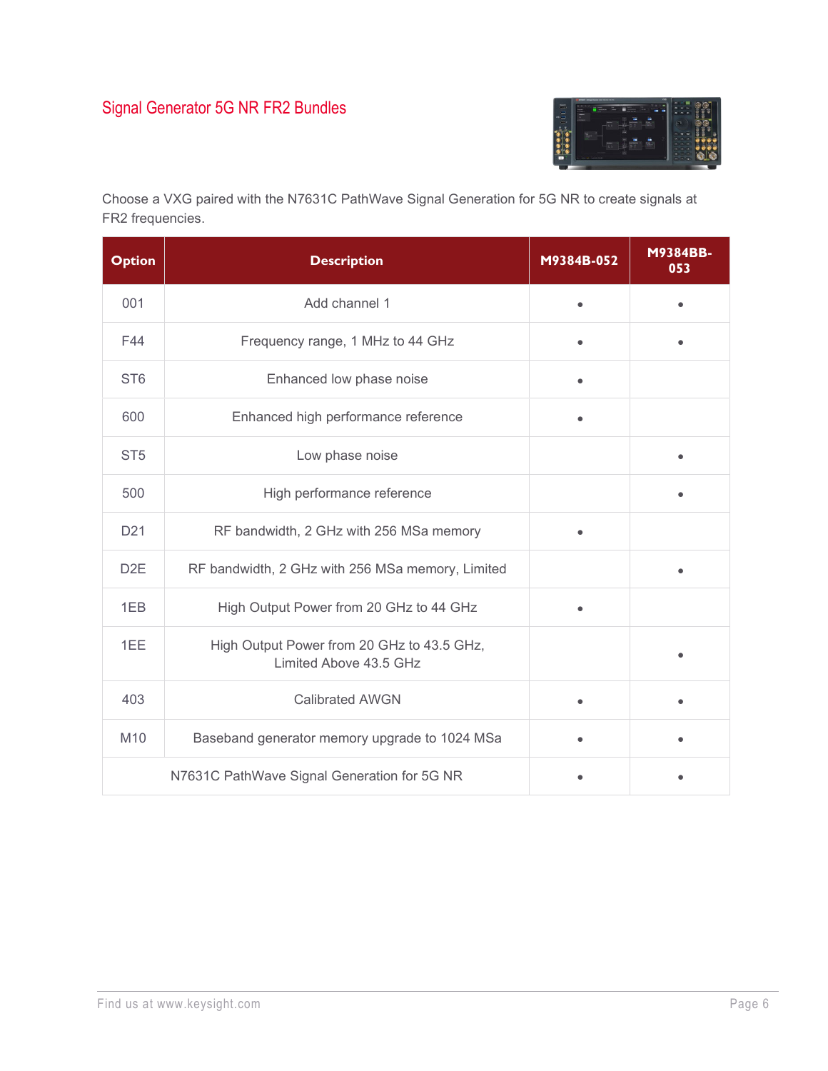## Signal Generator 5G NR FR2 Bundles

Choose a VXG paired with the N7631C PathWave Signal Generation for 5G NR to create signals at FR2 frequencies.

| Option | Description | M9384B-052 | M9384BB-053 |
|---|---|---|---|
| 001 | Add channel 1 | • | • |
| F44 | Frequency range, 1 MHz to 44 GHz | • | • |
| ST6 | Enhanced low phase noise | • | |
| 600 | Enhanced high performance reference | • | |
| ST5 | Low phase noise | | • |
| 500 | High performance reference | | • |
| D21 | RF bandwidth, 2 GHz with 256 MSa memory | • | |
| D2E | RF bandwidth, 2 GHz with 256 MSa memory, Limited | | • |
| 1EB | High Output Power from 20 GHz to 44 GHz | • | |
| 1EE | High Output Power from 20 GHz to 43.5 GHz, Limited Above 43.5 GHz | | • |
| 403 | Calibrated AWGN | • | • |
| M10 | Baseband generator memory upgrade to 1024 MSa | • | • |
| N7631C PathWave Signal Generation for 5G NR | | • | • |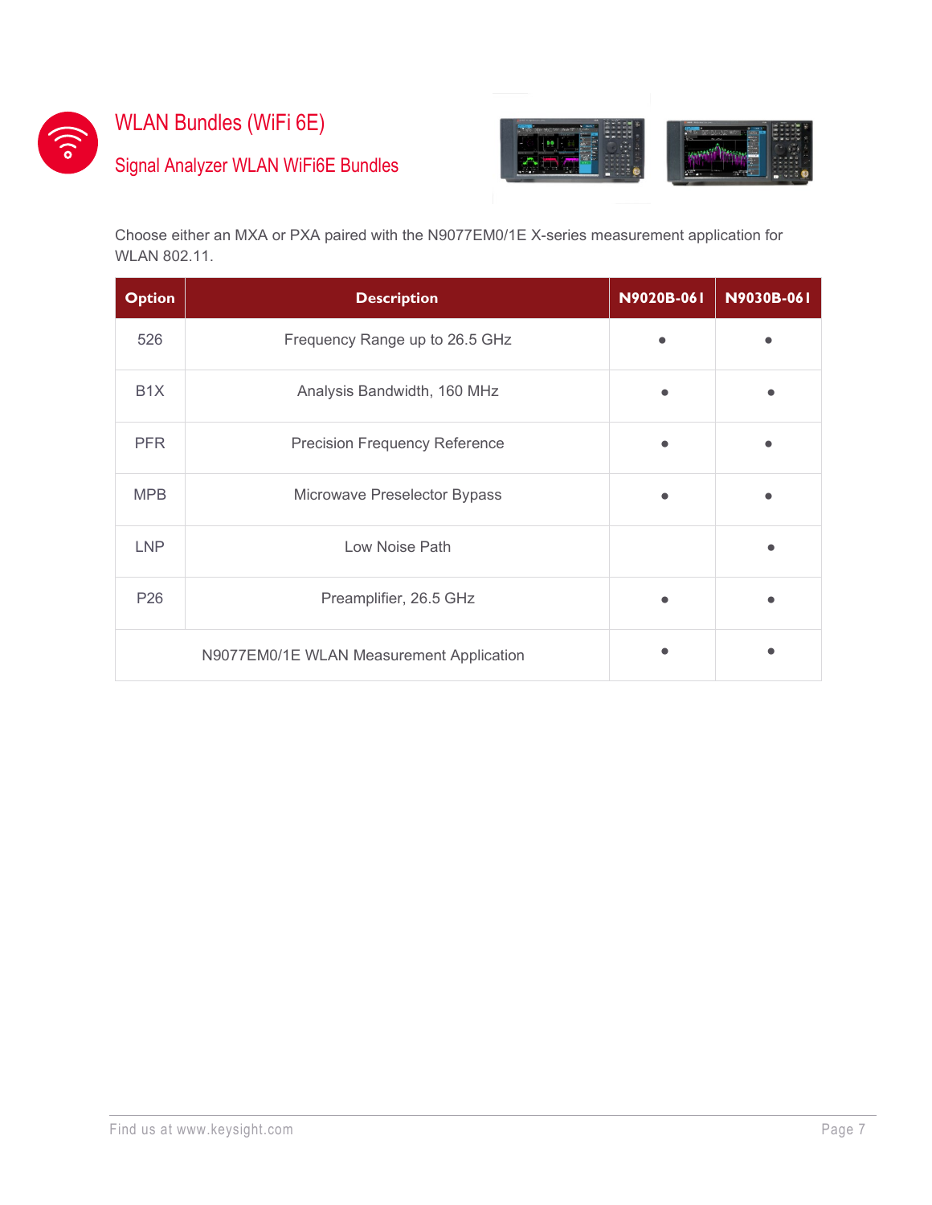# WLAN Bundles (WiFi 6E)

## Signal Analyzer WLAN WiFi6E Bundles

Choose either an MXA or PXA paired with the N9077EM0/1E X-series measurement application for WLAN 802.11.

| Option | Description | N9020B-061 | N9030B-061 |
|---|---|---|---|
| 526 | Frequency Range up to 26.5 GHz | • | • |
| B1X | Analysis Bandwidth, 160 MHz | • | • |
| PFR | Precision Frequency Reference | • | • |
| MPB | Microwave Preselector Bypass | • | • |
| LNP | Low Noise Path | | • |
| P26 | Preamplifier, 26.5 GHz | • | • |
| | N9077EM0/1E WLAN Measurement Application | • | • |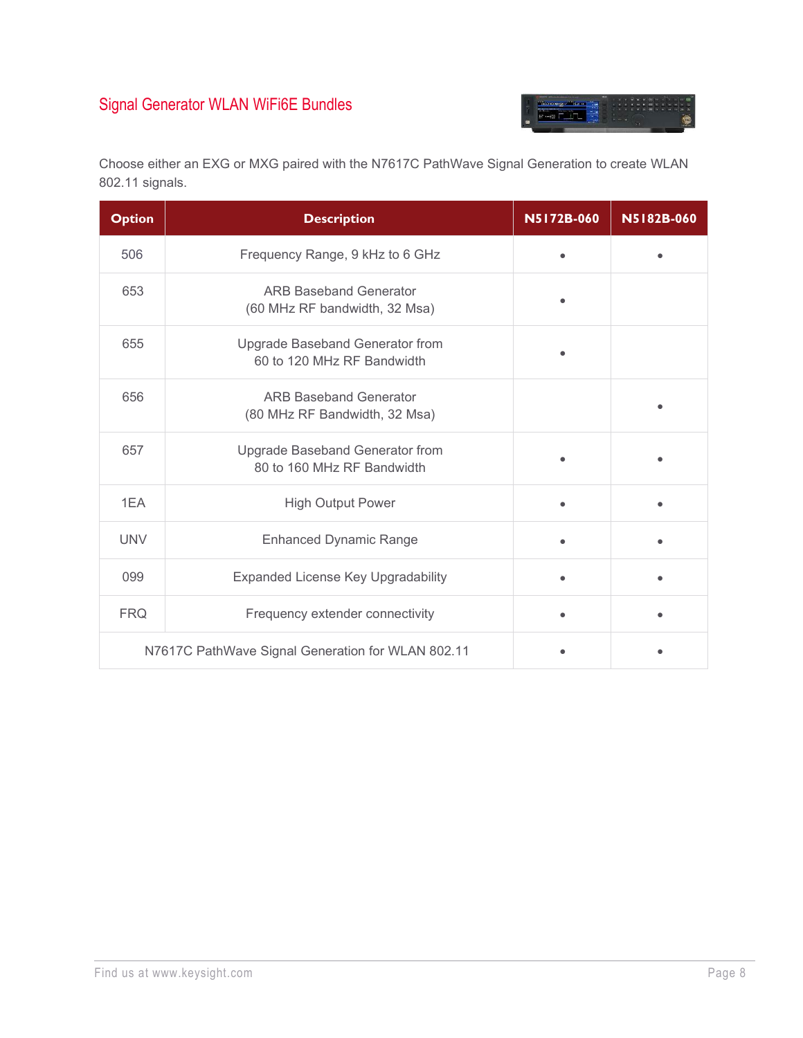## Signal Generator WLAN WiFi6E Bundles

Choose either an EXG or MXG paired with the N7617C PathWave Signal Generation to create WLAN 802.11 signals.

| Option | Description | N5172B-060 | N5182B-060 |
|---|---|---|---|
| 506 | Frequency Range, 9 kHz to 6 GHz | • | • |
| 653 | ARB Baseband Generator (60 MHz RF bandwidth, 32 Msa) | • | |
| 655 | Upgrade Baseband Generator from 60 to 120 MHz RF Bandwidth | • | |
| 656 | ARB Baseband Generator (80 MHz RF Bandwidth, 32 Msa) | | • |
| 657 | Upgrade Baseband Generator from 80 to 160 MHz RF Bandwidth | • | • |
| 1EA | High Output Power | • | • |
| UNV | Enhanced Dynamic Range | • | • |
| 099 | Expanded License Key Upgradability | • | • |
| FRQ | Frequency extender connectivity | • | • |
| N7617C PathWave Signal Generation for WLAN 802.11 | | • | • |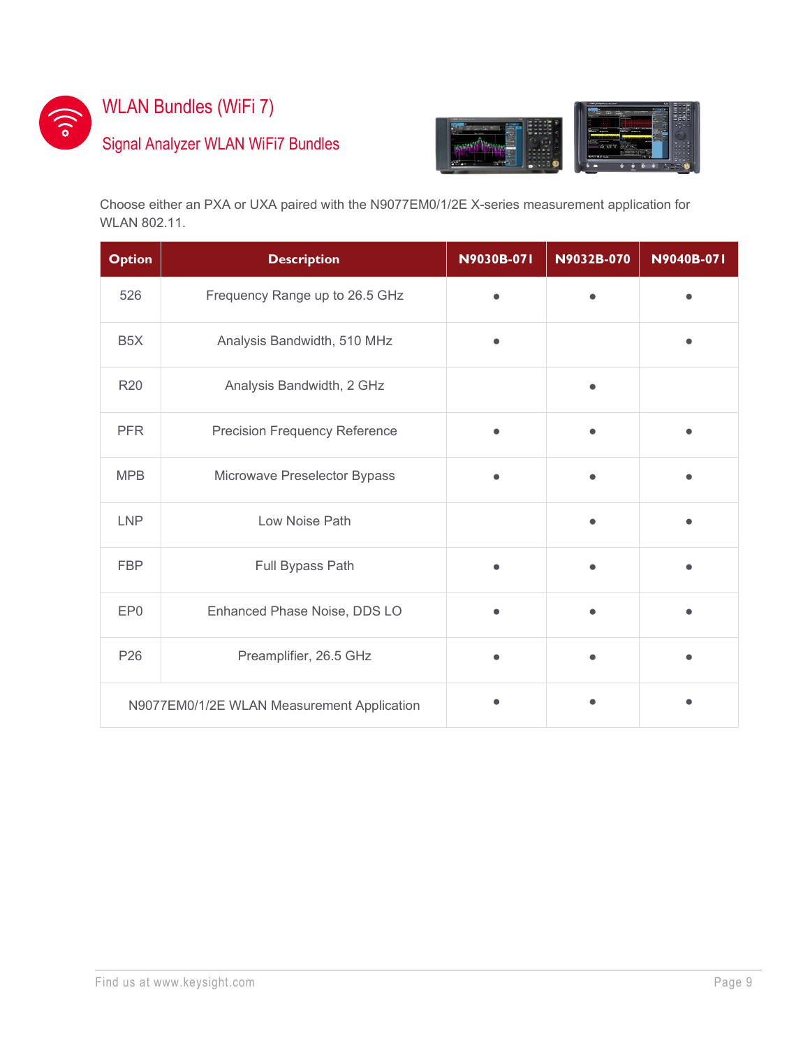# WLAN Bundles (WiFi 7)

## Signal Analyzer WLAN WiFi7 Bundles

Choose either an PXA or UXA paired with the N9077EM0/1/2E X-series measurement application for WLAN 802.11.

| Option | Description | N9030B-071 | N9032B-070 | N9040B-071 |
|---|---|---|---|---|
| 526 | Frequency Range up to 26.5 GHz | • | • | • |
| B5X | Analysis Bandwidth, 510 MHz | • | | • |
| R20 | Analysis Bandwidth, 2 GHz | | • | |
| PFR | Precision Frequency Reference | • | • | • |
| MPB | Microwave Preselector Bypass | • | • | • |
| LNP | Low Noise Path | | • | • |
| FBP | Full Bypass Path | • | • | • |
| EP0 | Enhanced Phase Noise, DDS LO | • | • | • |
| P26 | Preamplifier, 26.5 GHz | • | • | • |
| N9077EM0/1/2E WLAN Measurement Application | | • | • | • |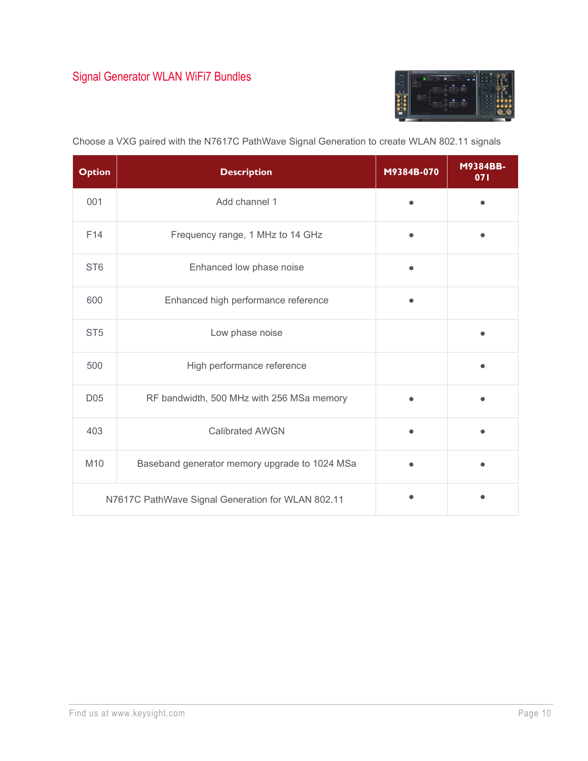## Signal Generator WLAN WiFi7 Bundles

Choose a VXG paired with the N7617C PathWave Signal Generation to create WLAN 802.11 signals

| Option | Description | M9384B-070 | M9384BB-071 |
|---|---|---|---|
| 001 | Add channel 1 | • | • |
| F14 | Frequency range, 1 MHz to 14 GHz | • | • |
| ST6 | Enhanced low phase noise | • | |
| 600 | Enhanced high performance reference | • | |
| ST5 | Low phase noise | | • |
| 500 | High performance reference | | • |
| D05 | RF bandwidth, 500 MHz with 256 MSa memory | • | • |
| 403 | Calibrated AWGN | • | • |
| M10 | Baseband generator memory upgrade to 1024 MSa | • | • |
| N7617C PathWave Signal Generation for WLAN 802.11 | | • | • |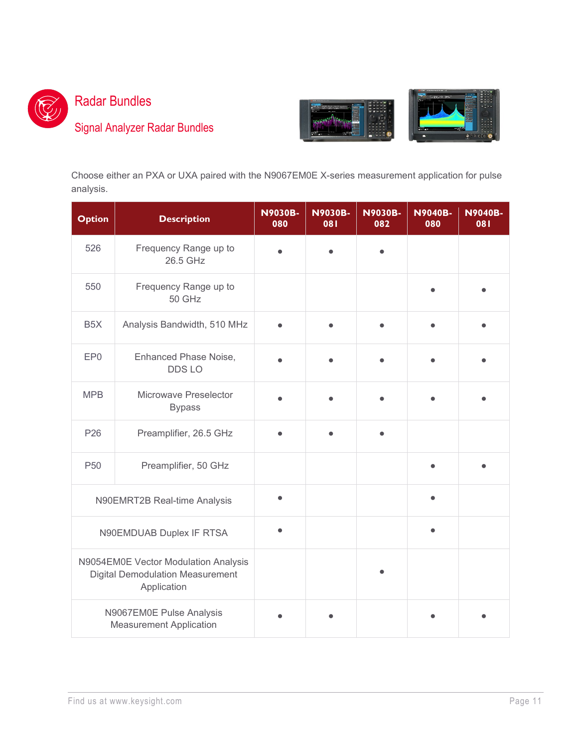# Radar Bundles

## Signal Analyzer Radar Bundles

Choose either an PXA or UXA paired with the N9067EM0E X-series measurement application for pulse analysis.

| Option | Description | N9030B-080 | N9030B-081 | N9030B-082 | N9040B-080 | N9040B-081 |
|---|---|---|---|---|---|---|
| 526 | Frequency Range up to 26.5 GHz | • | • | • | | |
| 550 | Frequency Range up to 50 GHz | | | | • | • |
| B5X | Analysis Bandwidth, 510 MHz | • | • | • | • | • |
| EP0 | Enhanced Phase Noise, DDS LO | • | • | • | • | • |
| MPB | Microwave Preselector Bypass | • | • | • | • | • |
| P26 | Preamplifier, 26.5 GHz | • | • | • | | |
| P50 | Preamplifier, 50 GHz | | | | • | • |
| N90EMRT2B Real-time Analysis | | • | | | • | |
| N90EMDUAB Duplex IF RTSA | | • | | | • | |
| N9054EM0E Vector Modulation Analysis Digital Demodulation Measurement Application | | | | • | | |
| N9067EM0E Pulse Analysis Measurement Application | | • | • | | • | • |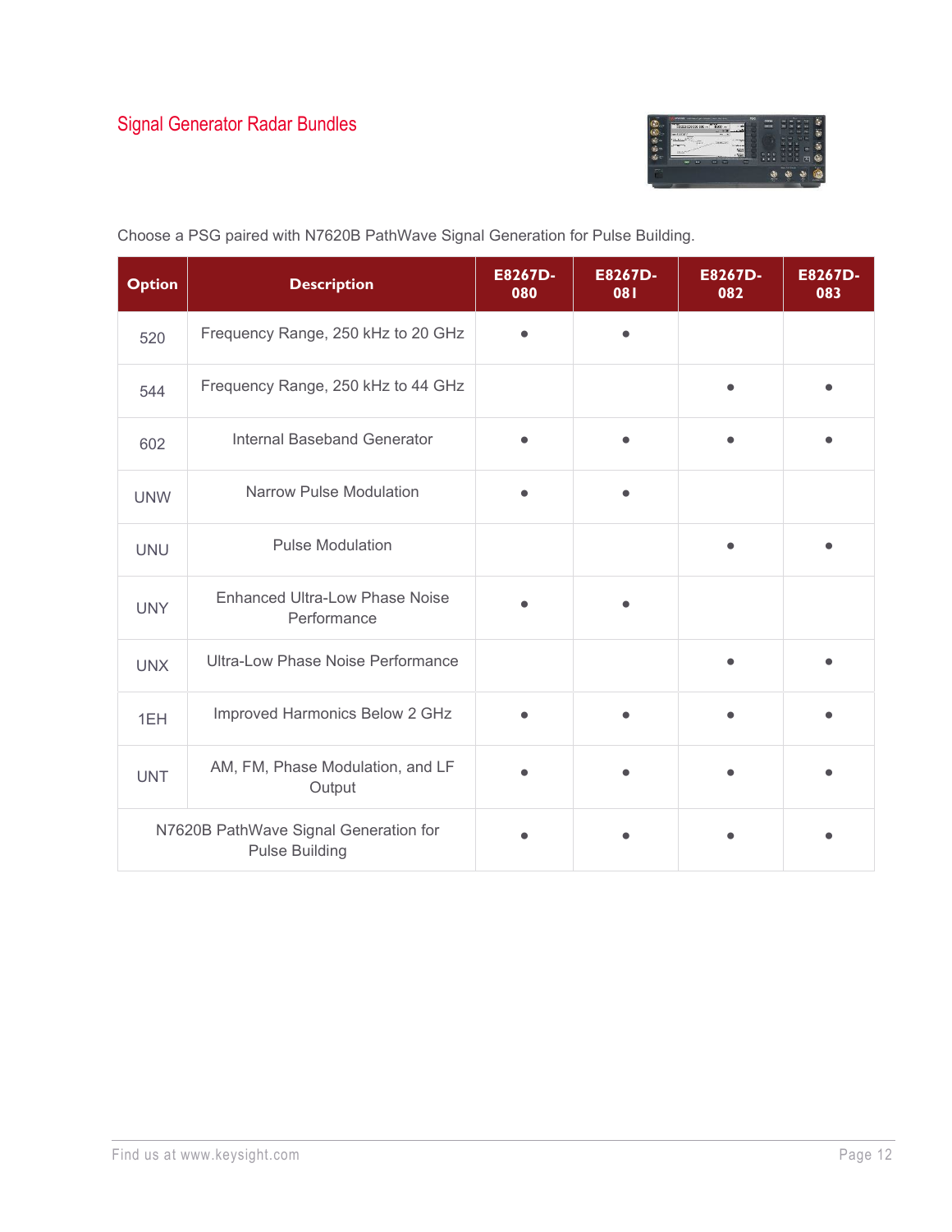## Signal Generator Radar Bundles

Choose a PSG paired with N7620B PathWave Signal Generation for Pulse Building.

| Option | Description | E8267D-080 | E8267D-081 | E8267D-082 | E8267D-083 |
|---|---|---|---|---|---|
| 520 | Frequency Range, 250 kHz to 20 GHz | • | • | | |
| 544 | Frequency Range, 250 kHz to 44 GHz | | | • | • |
| 602 | Internal Baseband Generator | • | • | • | • |
| UNW | Narrow Pulse Modulation | • | • | | |
| UNU | Pulse Modulation | | | • | • |
| UNY | Enhanced Ultra-Low Phase Noise Performance | • | • | | |
| UNX | Ultra-Low Phase Noise Performance | | | • | • |
| 1EH | Improved Harmonics Below 2 GHz | • | • | • | • |
| UNT | AM, FM, Phase Modulation, and LF Output | • | • | • | • |
| N7620B PathWave Signal Generation for Pulse Building | | • | • | • | • |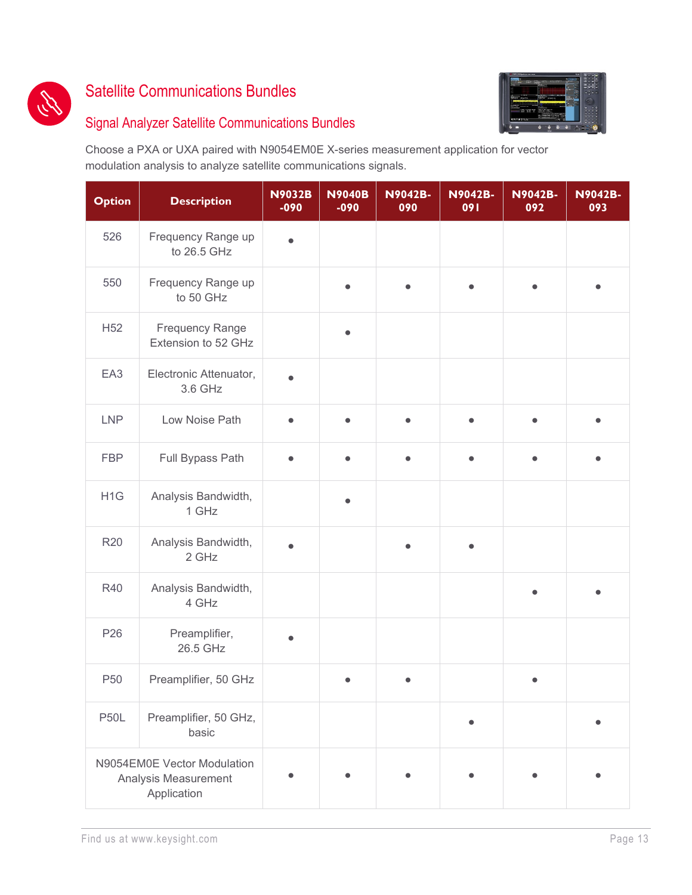# Satellite Communications Bundles

## Signal Analyzer Satellite Communications Bundles

Choose a PXA or UXA paired with N9054EM0E X-series measurement application for vector modulation analysis to analyze satellite communications signals.

| Option | Description | N9032B -090 | N9040B -090 | N9042B-090 | N9042B-091 | N9042B-092 | N9042B-093 |
|---|---|---|---|---|---|---|---|
| 526 | Frequency Range up to 26.5 GHz | • | | | | | |
| 550 | Frequency Range up to 50 GHz | | • | • | • | • | • |
| H52 | Frequency Range Extension to 52 GHz | | • | | | | |
| EA3 | Electronic Attenuator, 3.6 GHz | • | | | | | |
| LNP | Low Noise Path | • | • | • | • | • | • |
| FBP | Full Bypass Path | • | • | • | • | • | • |
| H1G | Analysis Bandwidth, 1 GHz | | • | | | | |
| R20 | Analysis Bandwidth, 2 GHz | • | | • | • | | |
| R40 | Analysis Bandwidth, 4 GHz | | | | | • | • |
| P26 | Preamplifier, 26.5 GHz | • | | | | | |
| P50 | Preamplifier, 50 GHz | | • | • | | • | |
| P50L | Preamplifier, 50 GHz, basic | | | | • | | • |
| N9054EM0E Vector Modulation Analysis Measurement Application | | • | • | • | • | • | • |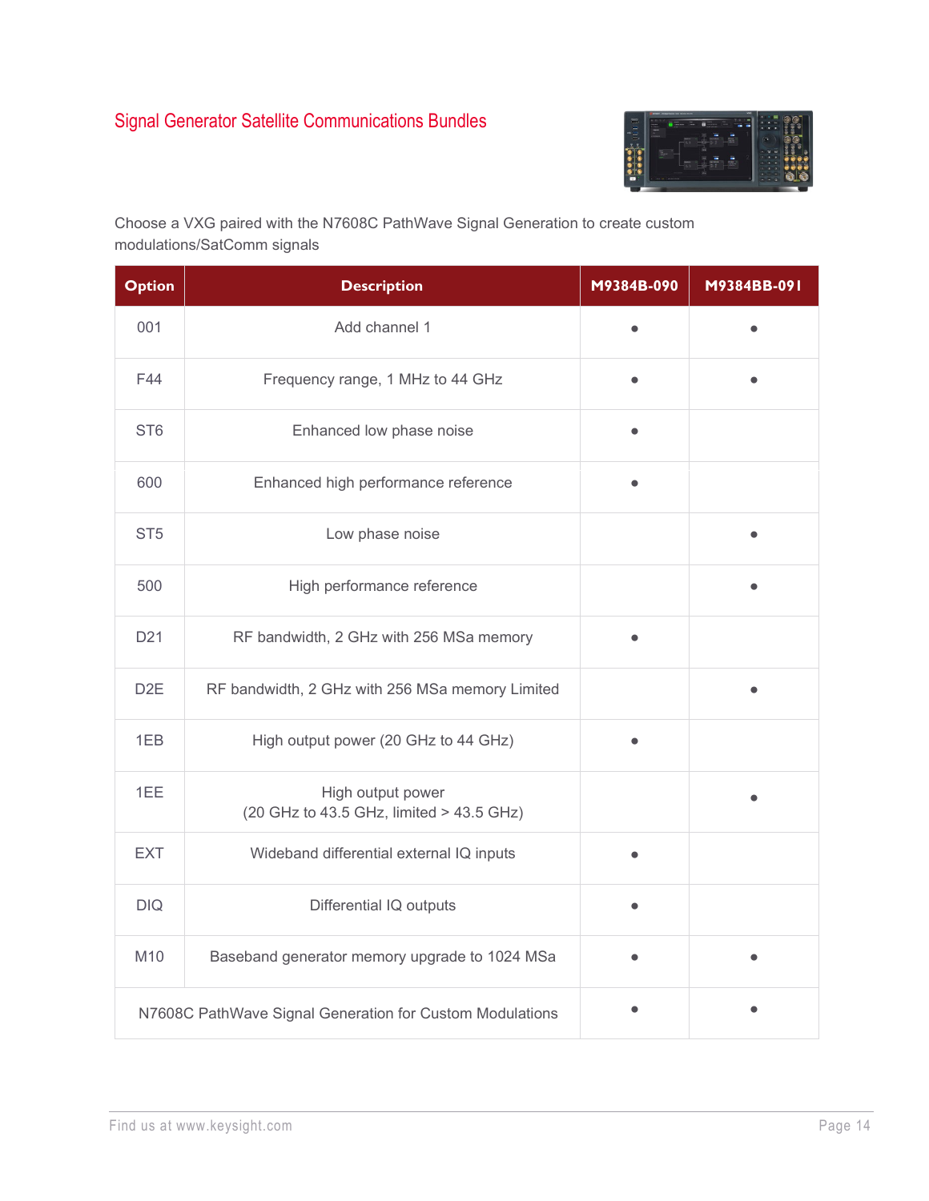## Signal Generator Satellite Communications Bundles

Choose a VXG paired with the N7608C PathWave Signal Generation to create custom modulations/SatComm signals

| Option | Description | M9384B-090 | M9384BB-091 |
|---|---|---|---|
| 001 | Add channel 1 | • | • |
| F44 | Frequency range, 1 MHz to 44 GHz | • | • |
| ST6 | Enhanced low phase noise | • | |
| 600 | Enhanced high performance reference | • | |
| ST5 | Low phase noise | | • |
| 500 | High performance reference | | • |
| D21 | RF bandwidth, 2 GHz with 256 MSa memory | • | |
| D2E | RF bandwidth, 2 GHz with 256 MSa memory Limited | | • |
| 1EB | High output power (20 GHz to 44 GHz) | • | |
| 1EE | High output power (20 GHz to 43.5 GHz, limited > 43.5 GHz) | | • |
| EXT | Wideband differential external IQ inputs | • | |
| DIQ | Differential IQ outputs | • | |
| M10 | Baseband generator memory upgrade to 1024 MSa | • | • |
| N7608C PathWave Signal Generation for Custom Modulations | | • | • |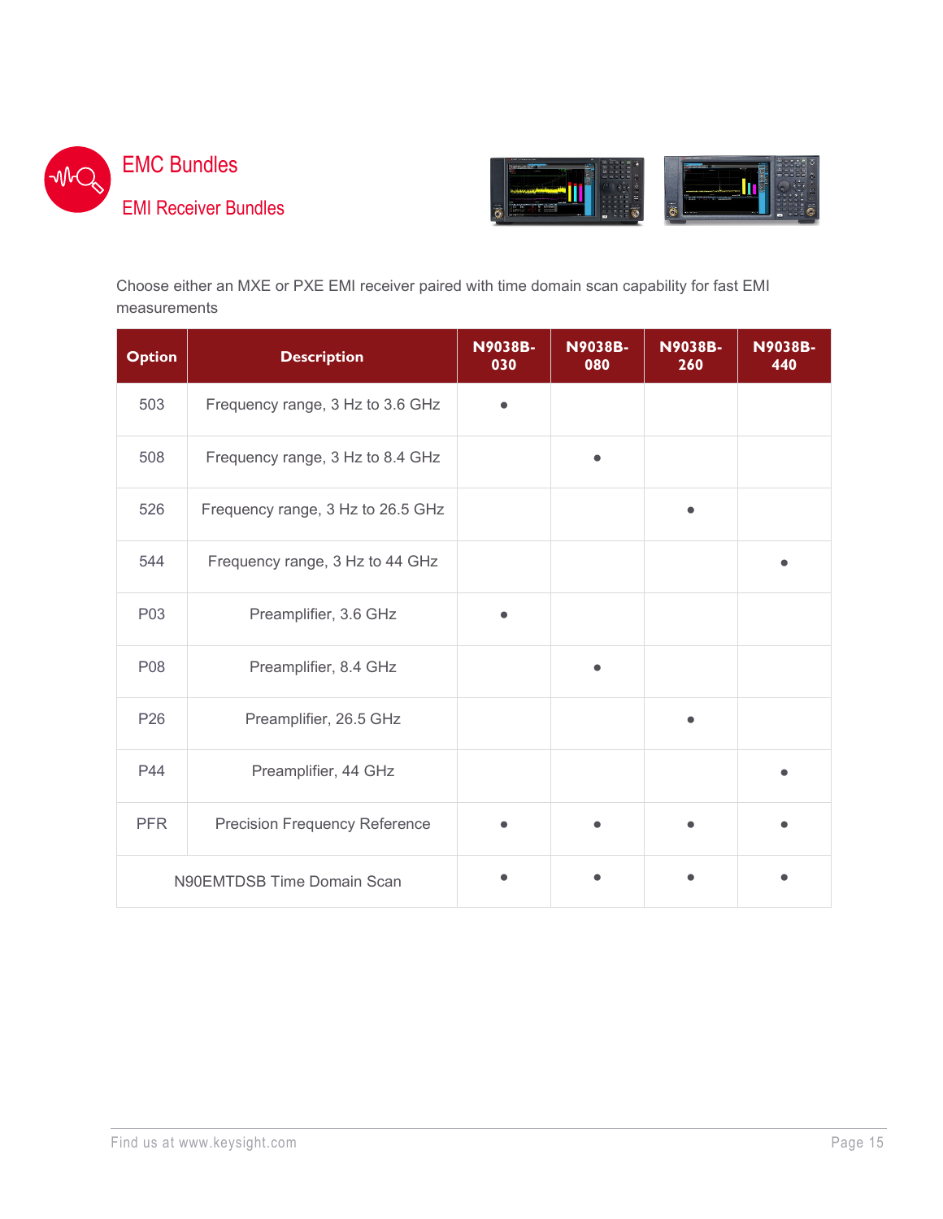# EMC Bundles

## EMI Receiver Bundles

Choose either an MXE or PXE EMI receiver paired with time domain scan capability for fast EMI measurements

| Option | Description | N9038B-030 | N9038B-080 | N9038B-260 | N9038B-440 |
|---|---|---|---|---|---|
| 503 | Frequency range, 3 Hz to 3.6 GHz | • | | | |
| 508 | Frequency range, 3 Hz to 8.4 GHz | | • | | |
| 526 | Frequency range, 3 Hz to 26.5 GHz | | | • | |
| 544 | Frequency range, 3 Hz to 44 GHz | | | | • |
| P03 | Preamplifier, 3.6 GHz | • | | | |
| P08 | Preamplifier, 8.4 GHz | | • | | |
| P26 | Preamplifier, 26.5 GHz | | | • | |
| P44 | Preamplifier, 44 GHz | | | | • |
| PFR | Precision Frequency Reference | • | • | • | • |
| N90EMTDSB Time Domain Scan | | • | • | • | • |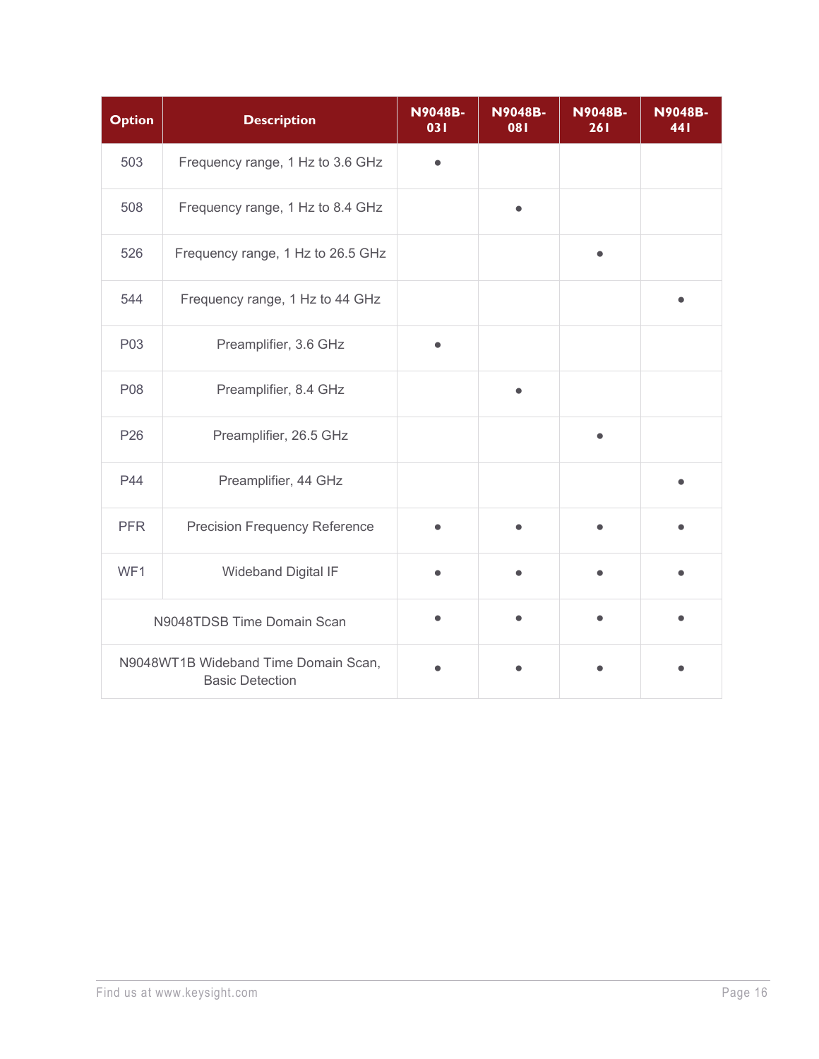| Option | Description | N9048B-031 | N9048B-081 | N9048B-261 | N9048B-441 |
| --- | --- | --- | --- | --- | --- |
| 503 | Frequency range, 1 Hz to 3.6 GHz | • | | | |
| 508 | Frequency range, 1 Hz to 8.4 GHz | | • | | |
| 526 | Frequency range, 1 Hz to 26.5 GHz | | | • | |
| 544 | Frequency range, 1 Hz to 44 GHz | | | | • |
| P03 | Preamplifier, 3.6 GHz | • | | | |
| P08 | Preamplifier, 8.4 GHz | | • | | |
| P26 | Preamplifier, 26.5 GHz | | | • | |
| P44 | Preamplifier, 44 GHz | | | | • |
| PFR | Precision Frequency Reference | • | • | • | • |
| WF1 | Wideband Digital IF | • | • | • | • |
| N9048TDSB Time Domain Scan | | • | • | • | • |
| N9048WT1B Wideband Time Domain Scan, Basic Detection | | • | • | • | • |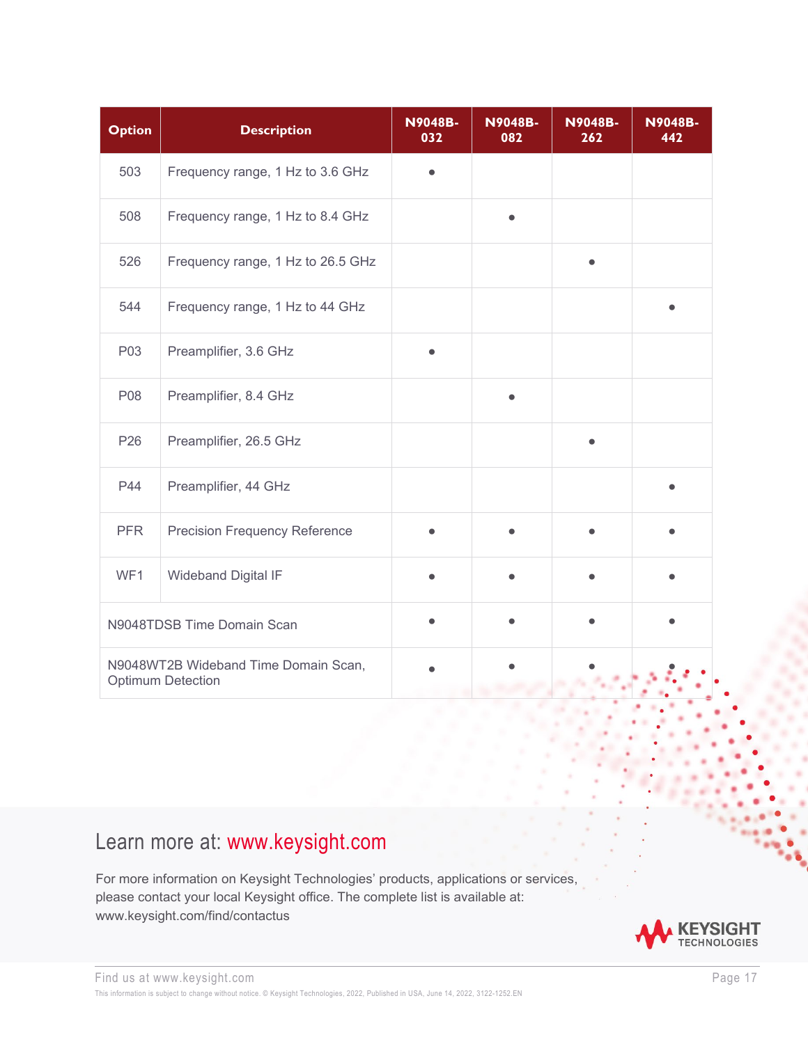| Option | Description | N9048B-032 | N9048B-082 | N9048B-262 | N9048B-442 |
|---|---|---|---|---|---|
| 503 | Frequency range, 1 Hz to 3.6 GHz | • | | | |
| 508 | Frequency range, 1 Hz to 8.4 GHz | | • | | |
| 526 | Frequency range, 1 Hz to 26.5 GHz | | | • | |
| 544 | Frequency range, 1 Hz to 44 GHz | | | | • |
| P03 | Preamplifier, 3.6 GHz | • | | | |
| P08 | Preamplifier, 8.4 GHz | | • | | |
| P26 | Preamplifier, 26.5 GHz | | | • | |
| P44 | Preamplifier, 44 GHz | | | | • |
| PFR | Precision Frequency Reference | • | • | • | • |
| WF1 | Wideband Digital IF | • | • | • | • |
| N9048TDSB Time Domain Scan | | • | • | • | • |
| N9048WT2B Wideband Time Domain Scan, Optimum Detection | | • | • | • | • |

## Learn more at: www.keysight.com

For more information on Keysight Technologies' products, applications or services, please contact your local Keysight office. The complete list is available at: www.keysight.com/find/contactus

KEYSIGHT TECHNOLOGIES

Find us at www.keysight.com

This information is subject to change without notice. © Keysight Technologies, 2022, Published in USA, June 14, 2022, 3122-1252.EN